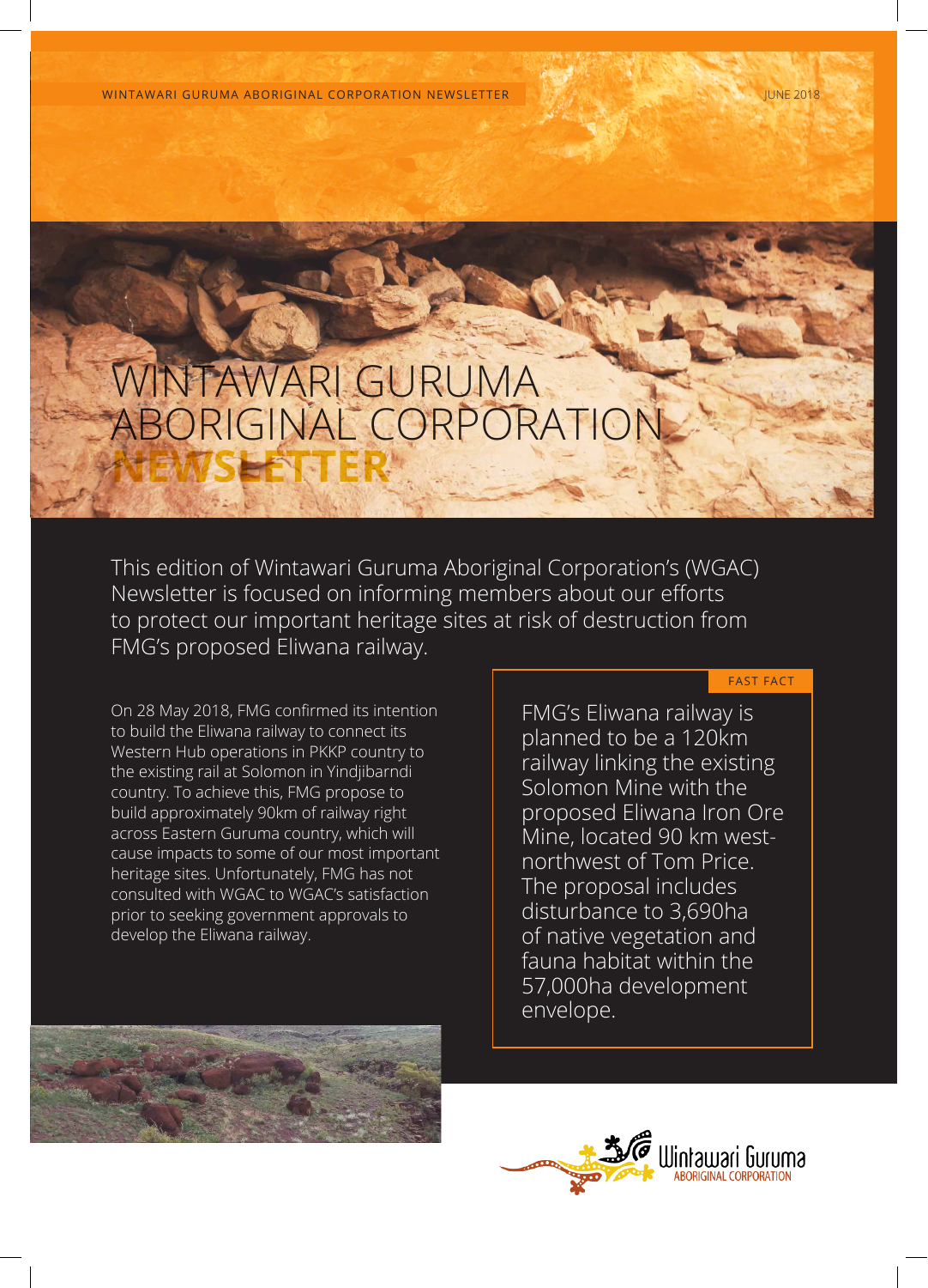# WINTAWARI GURUMA ABORIGINAL CORPORATION NEWSLETTER

JUNE 2018

This edition of Wintawari Guruma Aboriginal Corporation's (WGAC) Newsletter is focused on informing members about our efforts to protect our important heritage sites at risk of destruction from FMG's proposed Eliwana railway.

On 28 May 2018, FMG confirmed its intention to build the Eliwana railway to connect its Western Hub operations in PKKP country to the existing rail at Solomon in Yindjibarndi country. To achieve this, FMG propose to build approximately 90km of railway right across Eastern Guruma country, which will cause impacts to some of our most important heritage sites. Unfortunately, FMG has not consulted with WGAC to WGAC's satisfaction prior to seeking government approvals to develop the Eliwana railway.

> **FAST FACT**
>
> FMG's Eliwana railway is planned to be a 120km railway linking the existing Solomon Mine with the proposed Eliwana Iron Ore Mine, located 90 km west-northwest of Tom Price. The proposal includes disturbance to 3,690ha of native vegetation and fauna habitat within the 57,000ha development envelope.

Wintawari Guruma ABORIGINAL CORPORATION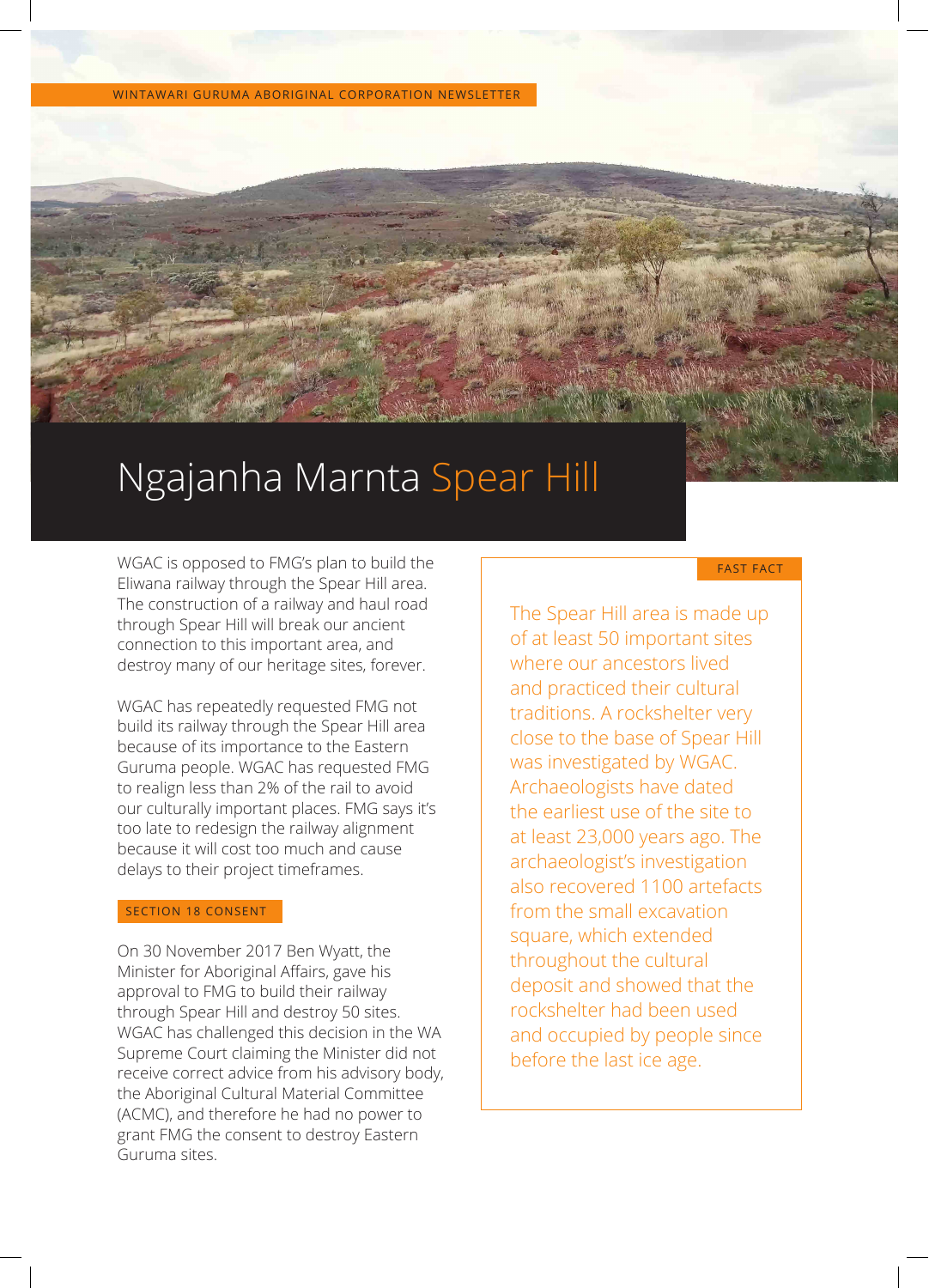WINTAWARI GURUMA ABORIGINAL CORPORATION NEWSLETTER

# Ngajanha Marnta Spear Hill

WGAC is opposed to FMG's plan to build the Eliwana railway through the Spear Hill area. The construction of a railway and haul road through Spear Hill will break our ancient connection to this important area, and destroy many of our heritage sites, forever.

WGAC has repeatedly requested FMG not build its railway through the Spear Hill area because of its importance to the Eastern Guruma people. WGAC has requested FMG to realign less than 2% of the rail to avoid our culturally important places. FMG says it's too late to redesign the railway alignment because it will cost too much and cause delays to their project timeframes.

## SECTION 18 CONSENT

On 30 November 2017 Ben Wyatt, the Minister for Aboriginal Affairs, gave his approval to FMG to build their railway through Spear Hill and destroy 50 sites. WGAC has challenged this decision in the WA Supreme Court claiming the Minister did not receive correct advice from his advisory body, the Aboriginal Cultural Material Committee (ACMC), and therefore he had no power to grant FMG the consent to destroy Eastern Guruma sites.

## FAST FACT

The Spear Hill area is made up of at least 50 important sites where our ancestors lived and practiced their cultural traditions. A rockshelter very close to the base of Spear Hill was investigated by WGAC. Archaeologists have dated the earliest use of the site to at least 23,000 years ago. The archaeologist's investigation also recovered 1100 artefacts from the small excavation square, which extended throughout the cultural deposit and showed that the rockshelter had been used and occupied by people since before the last ice age.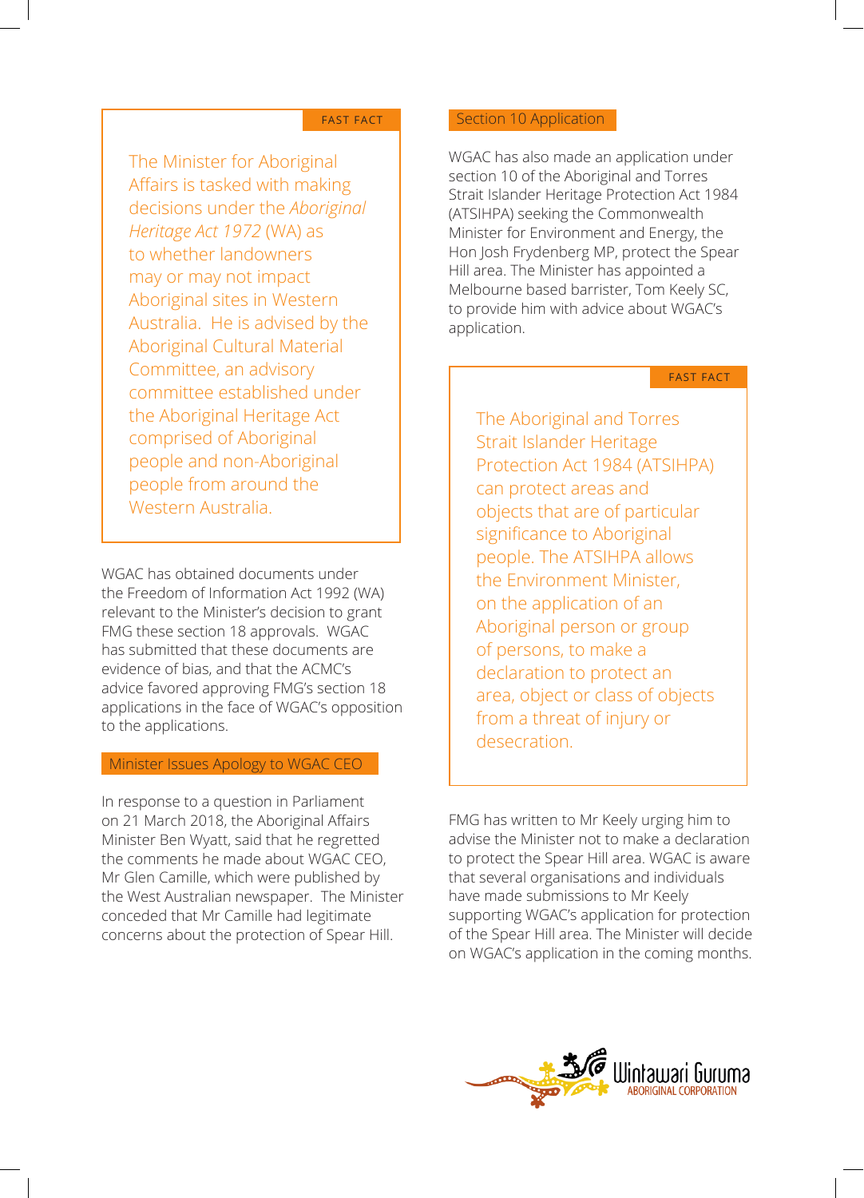FAST FACT

The Minister for Aboriginal Affairs is tasked with making decisions under the *Aboriginal Heritage Act 1972* (WA) as to whether landowners may or may not impact Aboriginal sites in Western Australia. He is advised by the Aboriginal Cultural Material Committee, an advisory committee established under the Aboriginal Heritage Act comprised of Aboriginal people and non-Aboriginal people from around the Western Australia.

WGAC has obtained documents under the Freedom of Information Act 1992 (WA) relevant to the Minister's decision to grant FMG these section 18 approvals. WGAC has submitted that these documents are evidence of bias, and that the ACMC's advice favored approving FMG's section 18 applications in the face of WGAC's opposition to the applications.

## Minister Issues Apology to WGAC CEO

In response to a question in Parliament on 21 March 2018, the Aboriginal Affairs Minister Ben Wyatt, said that he regretted the comments he made about WGAC CEO, Mr Glen Camille, which were published by the West Australian newspaper. The Minister conceded that Mr Camille had legitimate concerns about the protection of Spear Hill.

## Section 10 Application

WGAC has also made an application under section 10 of the Aboriginal and Torres Strait Islander Heritage Protection Act 1984 (ATSIHPA) seeking the Commonwealth Minister for Environment and Energy, the Hon Josh Frydenberg MP, protect the Spear Hill area. The Minister has appointed a Melbourne based barrister, Tom Keely SC, to provide him with advice about WGAC's application.

FAST FACT

The Aboriginal and Torres Strait Islander Heritage Protection Act 1984 (ATSIHPA) can protect areas and objects that are of particular significance to Aboriginal people. The ATSIHPA allows the Environment Minister, on the application of an Aboriginal person or group of persons, to make a declaration to protect an area, object or class of objects from a threat of injury or desecration.

FMG has written to Mr Keely urging him to advise the Minister not to make a declaration to protect the Spear Hill area. WGAC is aware that several organisations and individuals have made submissions to Mr Keely supporting WGAC's application for protection of the Spear Hill area. The Minister will decide on WGAC's application in the coming months.

Wintawari Guruma
ABORIGINAL CORPORATION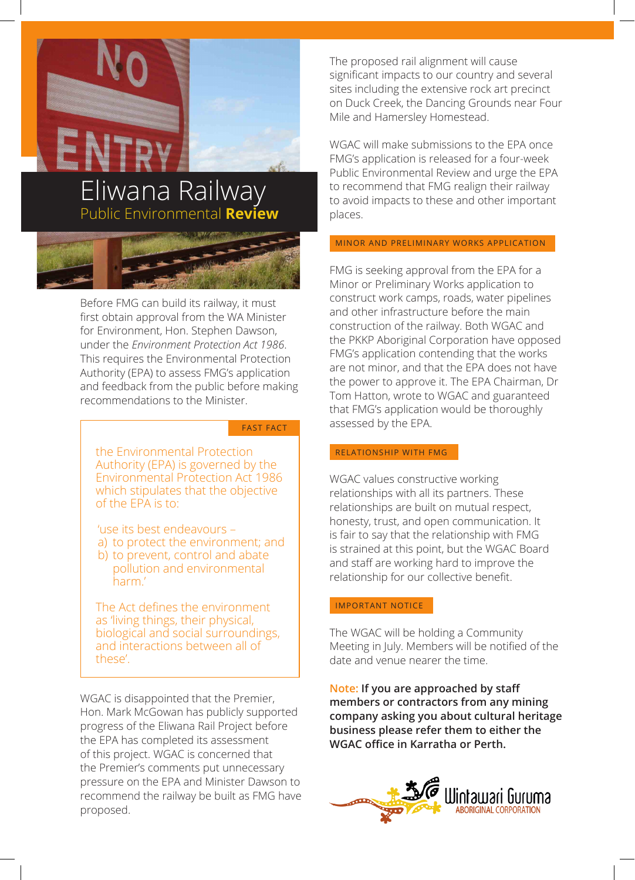# Eliwana Railway

## Public Environmental **Review**

Before FMG can build its railway, it must first obtain approval from the WA Minister for Environment, Hon. Stephen Dawson, under the *Environment Protection Act 1986*. This requires the Environmental Protection Authority (EPA) to assess FMG's application and feedback from the public before making recommendations to the Minister.

> **FAST FACT**
>
> the Environmental Protection Authority (EPA) is governed by the Environmental Protection Act 1986 which stipulates that the objective of the EPA is to:
>
> 'use its best endeavours –
> a) to protect the environment; and
> b) to prevent, control and abate pollution and environmental harm.'
>
> The Act defines the environment as 'living things, their physical, biological and social surroundings, and interactions between all of these'.

WGAC is disappointed that the Premier, Hon. Mark McGowan has publicly supported progress of the Eliwana Rail Project before the EPA has completed its assessment of this project. WGAC is concerned that the Premier's comments put unnecessary pressure on the EPA and Minister Dawson to recommend the railway be built as FMG have proposed.

The proposed rail alignment will cause significant impacts to our country and several sites including the extensive rock art precinct on Duck Creek, the Dancing Grounds near Four Mile and Hamersley Homestead.

WGAC will make submissions to the EPA once FMG's application is released for a four-week Public Environmental Review and urge the EPA to recommend that FMG realign their railway to avoid impacts to these and other important places.

### MINOR AND PRELIMINARY WORKS APPLICATION

FMG is seeking approval from the EPA for a Minor or Preliminary Works application to construct work camps, roads, water pipelines and other infrastructure before the main construction of the railway. Both WGAC and the PKKP Aboriginal Corporation have opposed FMG's application contending that the works are not minor, and that the EPA does not have the power to approve it. The EPA Chairman, Dr Tom Hatton, wrote to WGAC and guaranteed that FMG's application would be thoroughly assessed by the EPA.

### RELATIONSHIP WITH FMG

WGAC values constructive working relationships with all its partners. These relationships are built on mutual respect, honesty, trust, and open communication. It is fair to say that the relationship with FMG is strained at this point, but the WGAC Board and staff are working hard to improve the relationship for our collective benefit.

### IMPORTANT NOTICE

The WGAC will be holding a Community Meeting in July. Members will be notified of the date and venue nearer the time.

Note: **If you are approached by staff members or contractors from any mining company asking you about cultural heritage business please refer them to either the WGAC office in Karratha or Perth.**

Wintawari Guruma
ABORIGINAL CORPORATION